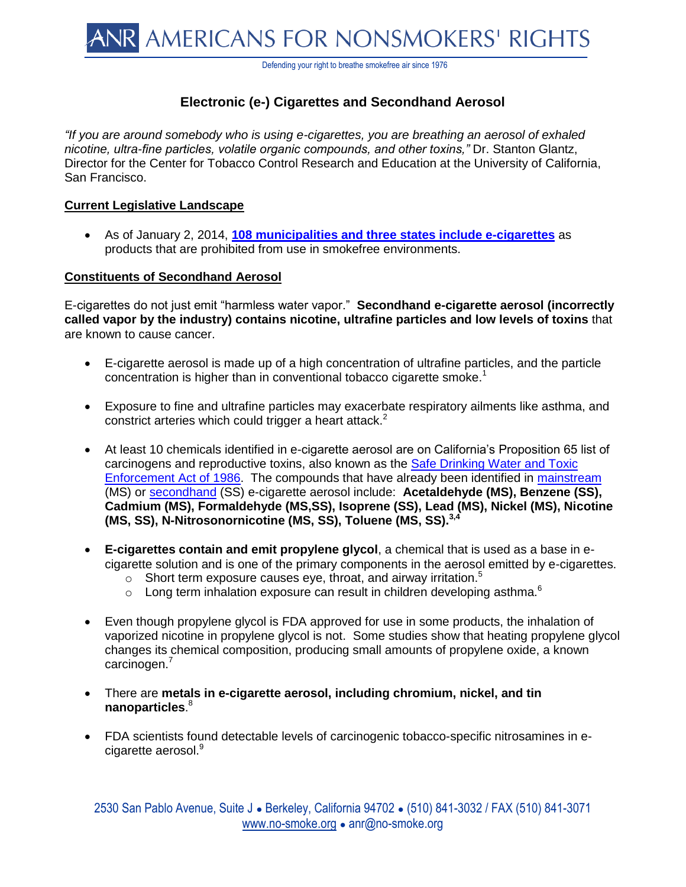ANR AMERICANS FOR NONSMOKERS' RIGHTS

Defending your right to breathe smokefree air since 1976

# Electronic (e-) Cigarettes and Secondhand Aerosol

*"If you are around somebody who is using e-cigarettes, you are breathing an aerosol of exhaled nicotine, ultra-fine particles, volatile organic compounds, and other toxins,"* Dr. Stanton Glantz, Director for the Center for Tobacco Control Research and Education at the University of California, San Francisco.

## Current Legislative Landscape

- As of January 2, 2014, **108 municipalities and three states include e-cigarettes** as products that are prohibited from use in smokefree environments.

## Constituents of Secondhand Aerosol

E-cigarettes do not just emit "harmless water vapor." **Secondhand e-cigarette aerosol (incorrectly called vapor by the industry) contains nicotine, ultrafine particles and low levels of toxins** that are known to cause cancer.

- E-cigarette aerosol is made up of a high concentration of ultrafine particles, and the particle concentration is higher than in conventional tobacco cigarette smoke.[1]

- Exposure to fine and ultrafine particles may exacerbate respiratory ailments like asthma, and constrict arteries which could trigger a heart attack.[2]

- At least 10 chemicals identified in e-cigarette aerosol are on California's Proposition 65 list of carcinogens and reproductive toxins, also known as the Safe Drinking Water and Toxic Enforcement Act of 1986. The compounds that have already been identified in mainstream (MS) or secondhand (SS) e-cigarette aerosol include: **Acetaldehyde (MS), Benzene (SS), Cadmium (MS), Formaldehyde (MS,SS), Isoprene (SS), Lead (MS), Nickel (MS), Nicotine (MS, SS), N-Nitrosonornicotine (MS, SS), Toluene (MS, SS).**[3,4]

- **E-cigarettes contain and emit propylene glycol**, a chemical that is used as a base in e-cigarette solution and is one of the primary components in the aerosol emitted by e-cigarettes.
  - Short term exposure causes eye, throat, and airway irritation.[5]
  - Long term inhalation exposure can result in children developing asthma.[6]

- Even though propylene glycol is FDA approved for use in some products, the inhalation of vaporized nicotine in propylene glycol is not. Some studies show that heating propylene glycol changes its chemical composition, producing small amounts of propylene oxide, a known carcinogen.[7]

- There are **metals in e-cigarette aerosol, including chromium, nickel, and tin nanoparticles**.[8]

- FDA scientists found detectable levels of carcinogenic tobacco-specific nitrosamines in e-cigarette aerosol.[9]

2530 San Pablo Avenue, Suite J • Berkeley, California 94702 • (510) 841-3032 / FAX (510) 841-3071
www.no-smoke.org • anr@no-smoke.org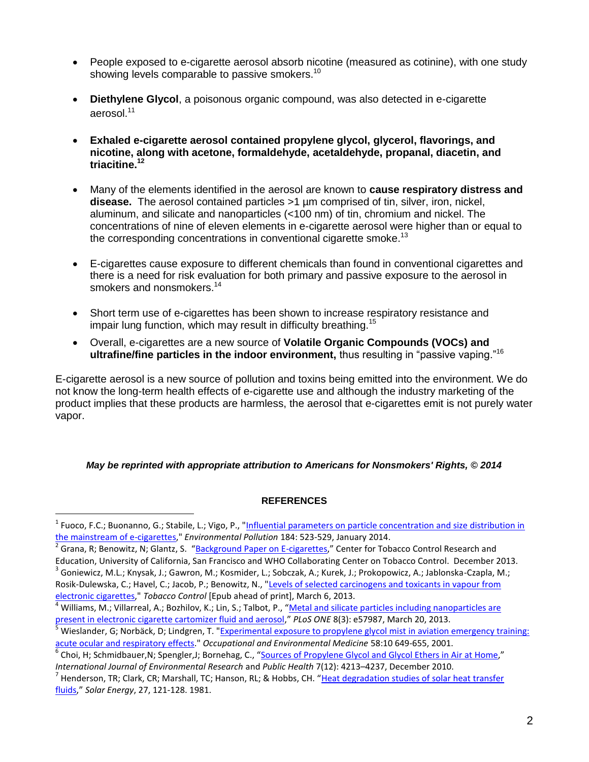- People exposed to e-cigarette aerosol absorb nicotine (measured as cotinine), with one study showing levels comparable to passive smokers.[10]

- **Diethylene Glycol**, a poisonous organic compound, was also detected in e-cigarette aerosol.[11]

- **Exhaled e-cigarette aerosol contained propylene glycol, glycerol, flavorings, and nicotine, along with acetone, formaldehyde, acetaldehyde, propanal, diacetin, and triacitine.**[12]

- Many of the elements identified in the aerosol are known to **cause respiratory distress and disease.** The aerosol contained particles >1 µm comprised of tin, silver, iron, nickel, aluminum, and silicate and nanoparticles (<100 nm) of tin, chromium and nickel. The concentrations of nine of eleven elements in e-cigarette aerosol were higher than or equal to the corresponding concentrations in conventional cigarette smoke.[13]

- E-cigarettes cause exposure to different chemicals than found in conventional cigarettes and there is a need for risk evaluation for both primary and passive exposure to the aerosol in smokers and nonsmokers.[14]

- Short term use of e-cigarettes has been shown to increase respiratory resistance and impair lung function, which may result in difficulty breathing.[15]

- Overall, e-cigarettes are a new source of **Volatile Organic Compounds (VOCs) and ultrafine/fine particles in the indoor environment,** thus resulting in "passive vaping."[16]

E-cigarette aerosol is a new source of pollution and toxins being emitted into the environment. We do not know the long-term health effects of e-cigarette use and although the industry marketing of the product implies that these products are harmless, the aerosol that e-cigarettes emit is not purely water vapor.

***May be reprinted with appropriate attribution to Americans for Nonsmokers' Rights, © 2014***

**REFERENCES**

[1] Fuoco, F.C.; Buonanno, G.; Stabile, L.; Vigo, P., "Influential parameters on particle concentration and size distribution in the mainstream of e-cigarettes," *Environmental Pollution* 184: 523-529, January 2014.

[2] Grana, R; Benowitz, N; Glantz, S. "Background Paper on E-cigarettes," Center for Tobacco Control Research and Education, University of California, San Francisco and WHO Collaborating Center on Tobacco Control. December 2013.

[3] Goniewicz, M.L.; Knysak, J.; Gawron, M.; Kosmider, L.; Sobczak, A.; Kurek, J.; Prokopowicz, A.; Jablonska-Czapla, M.; Rosik-Dulewska, C.; Havel, C.; Jacob, P.; Benowitz, N., "Levels of selected carcinogens and toxicants in vapour from electronic cigarettes," *Tobacco Control* [Epub ahead of print], March 6, 2013.

[4] Williams, M.; Villarreal, A.; Bozhilov, K.; Lin, S.; Talbot, P., "Metal and silicate particles including nanoparticles are present in electronic cigarette cartomizer fluid and aerosol," *PLoS ONE* 8(3): e57987, March 20, 2013.

[5] Wieslander, G; Norbäck, D; Lindgren, T. "Experimental exposure to propylene glycol mist in aviation emergency training: acute ocular and respiratory effects." *Occupational and Environmental Medicine* 58:10 649-655, 2001.

[6] Choi, H; Schmidbauer,N; Spengler,J; Bornehag, C., "Sources of Propylene Glycol and Glycol Ethers in Air at Home," *International Journal of Environmental Research* and *Public Health* 7(12): 4213–4237, December 2010.

[7] Henderson, TR; Clark, CR; Marshall, TC; Hanson, RL; & Hobbs, CH. "Heat degradation studies of solar heat transfer fluids," *Solar Energy*, 27, 121-128. 1981.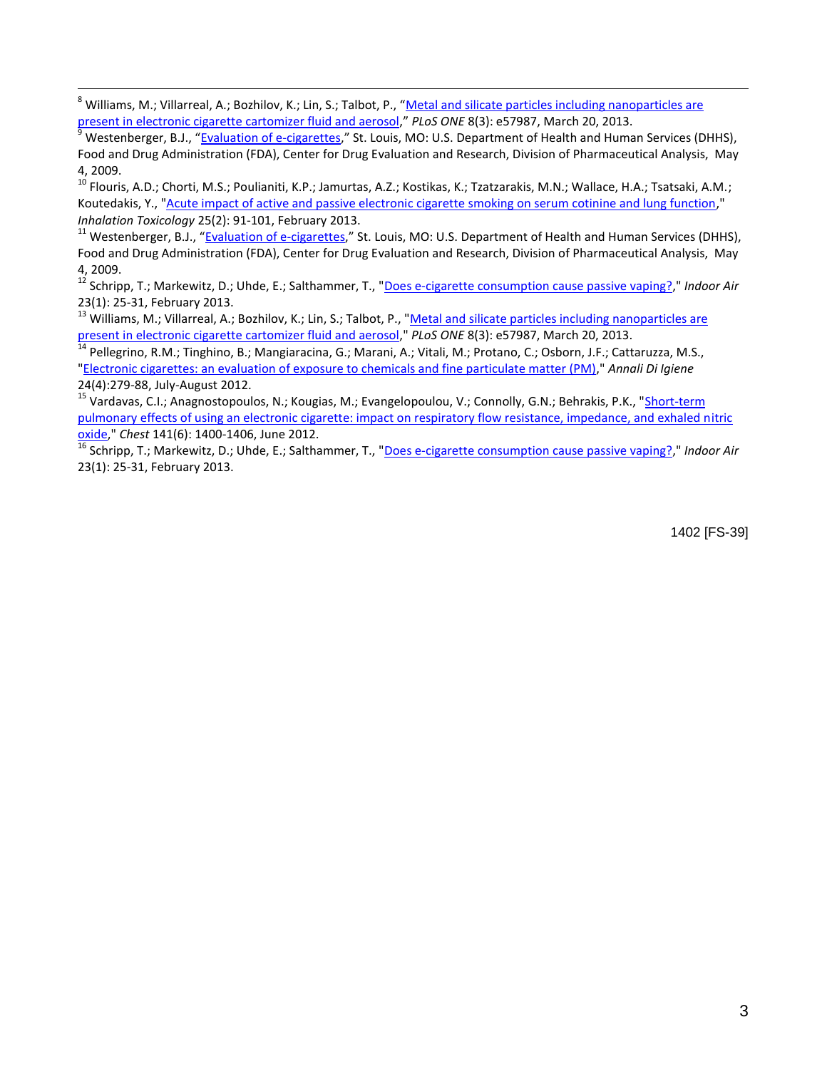[8] Williams, M.; Villarreal, A.; Bozhilov, K.; Lin, S.; Talbot, P., "Metal and silicate particles including nanoparticles are present in electronic cigarette cartomizer fluid and aerosol," *PLoS ONE* 8(3): e57987, March 20, 2013.

[9] Westenberger, B.J., "Evaluation of e-cigarettes," St. Louis, MO: U.S. Department of Health and Human Services (DHHS), Food and Drug Administration (FDA), Center for Drug Evaluation and Research, Division of Pharmaceutical Analysis, May 4, 2009.

[10] Flouris, A.D.; Chorti, M.S.; Poulianiti, K.P.; Jamurtas, A.Z.; Kostikas, K.; Tzatzarakis, M.N.; Wallace, H.A.; Tsatsaki, A.M.; Koutedakis, Y., "Acute impact of active and passive electronic cigarette smoking on serum cotinine and lung function," *Inhalation Toxicology* 25(2): 91-101, February 2013.

[11] Westenberger, B.J., "Evaluation of e-cigarettes," St. Louis, MO: U.S. Department of Health and Human Services (DHHS), Food and Drug Administration (FDA), Center for Drug Evaluation and Research, Division of Pharmaceutical Analysis, May 4, 2009.

[12] Schripp, T.; Markewitz, D.; Uhde, E.; Salthammer, T., "Does e-cigarette consumption cause passive vaping?," *Indoor Air* 23(1): 25-31, February 2013.

[13] Williams, M.; Villarreal, A.; Bozhilov, K.; Lin, S.; Talbot, P., "Metal and silicate particles including nanoparticles are present in electronic cigarette cartomizer fluid and aerosol," *PLoS ONE* 8(3): e57987, March 20, 2013.

[14] Pellegrino, R.M.; Tinghino, B.; Mangiaracina, G.; Marani, A.; Vitali, M.; Protano, C.; Osborn, J.F.; Cattaruzza, M.S., "Electronic cigarettes: an evaluation of exposure to chemicals and fine particulate matter (PM)," *Annali Di Igiene* 24(4):279-88, July-August 2012.

[15] Vardavas, C.I.; Anagnostopoulos, N.; Kougias, M.; Evangelopoulou, V.; Connolly, G.N.; Behrakis, P.K., "Short-term pulmonary effects of using an electronic cigarette: impact on respiratory flow resistance, impedance, and exhaled nitric oxide," *Chest* 141(6): 1400-1406, June 2012.

[16] Schripp, T.; Markewitz, D.; Uhde, E.; Salthammer, T., "Does e-cigarette consumption cause passive vaping?," *Indoor Air* 23(1): 25-31, February 2013.

1402 [FS-39]